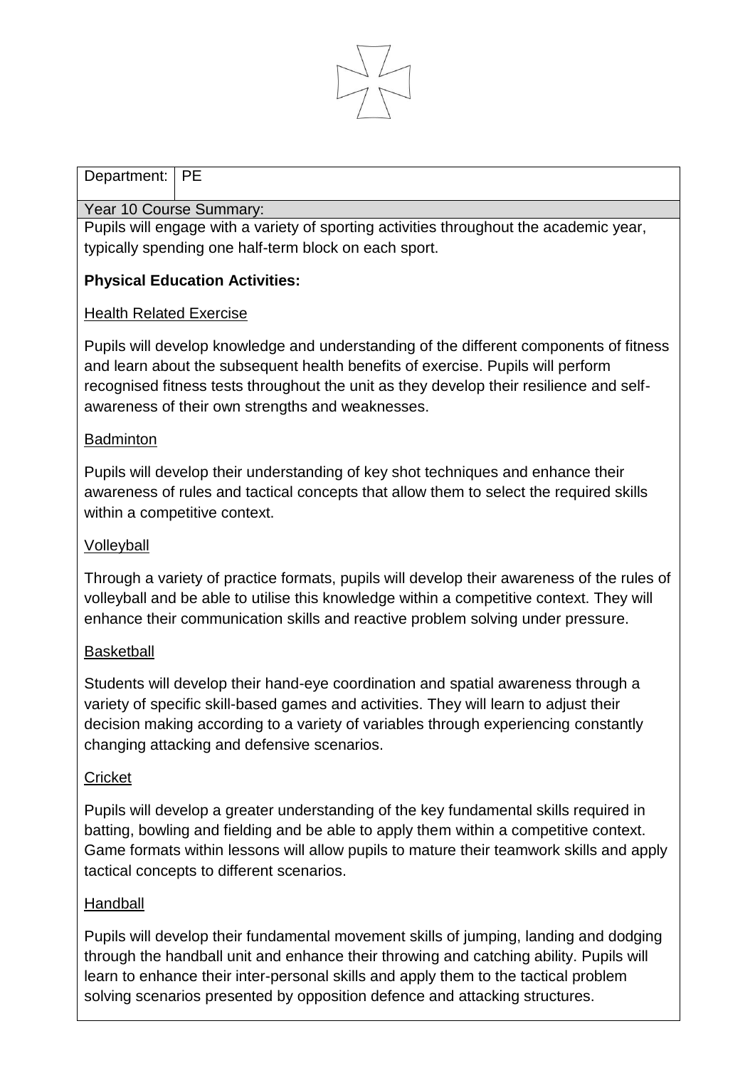| Department: | PE |
| --- | --- |

Year 10 Course Summary:

Pupils will engage with a variety of sporting activities throughout the academic year, typically spending one half-term block on each sport.

**Physical Education Activities:**

Health Related Exercise

Pupils will develop knowledge and understanding of the different components of fitness and learn about the subsequent health benefits of exercise. Pupils will perform recognised fitness tests throughout the unit as they develop their resilience and self-awareness of their own strengths and weaknesses.

Badminton

Pupils will develop their understanding of key shot techniques and enhance their awareness of rules and tactical concepts that allow them to select the required skills within a competitive context.

Volleyball

Through a variety of practice formats, pupils will develop their awareness of the rules of volleyball and be able to utilise this knowledge within a competitive context. They will enhance their communication skills and reactive problem solving under pressure.

Basketball

Students will develop their hand-eye coordination and spatial awareness through a variety of specific skill-based games and activities. They will learn to adjust their decision making according to a variety of variables through experiencing constantly changing attacking and defensive scenarios.

Cricket

Pupils will develop a greater understanding of the key fundamental skills required in batting, bowling and fielding and be able to apply them within a competitive context. Game formats within lessons will allow pupils to mature their teamwork skills and apply tactical concepts to different scenarios.

Handball

Pupils will develop their fundamental movement skills of jumping, landing and dodging through the handball unit and enhance their throwing and catching ability. Pupils will learn to enhance their inter-personal skills and apply them to the tactical problem solving scenarios presented by opposition defence and attacking structures.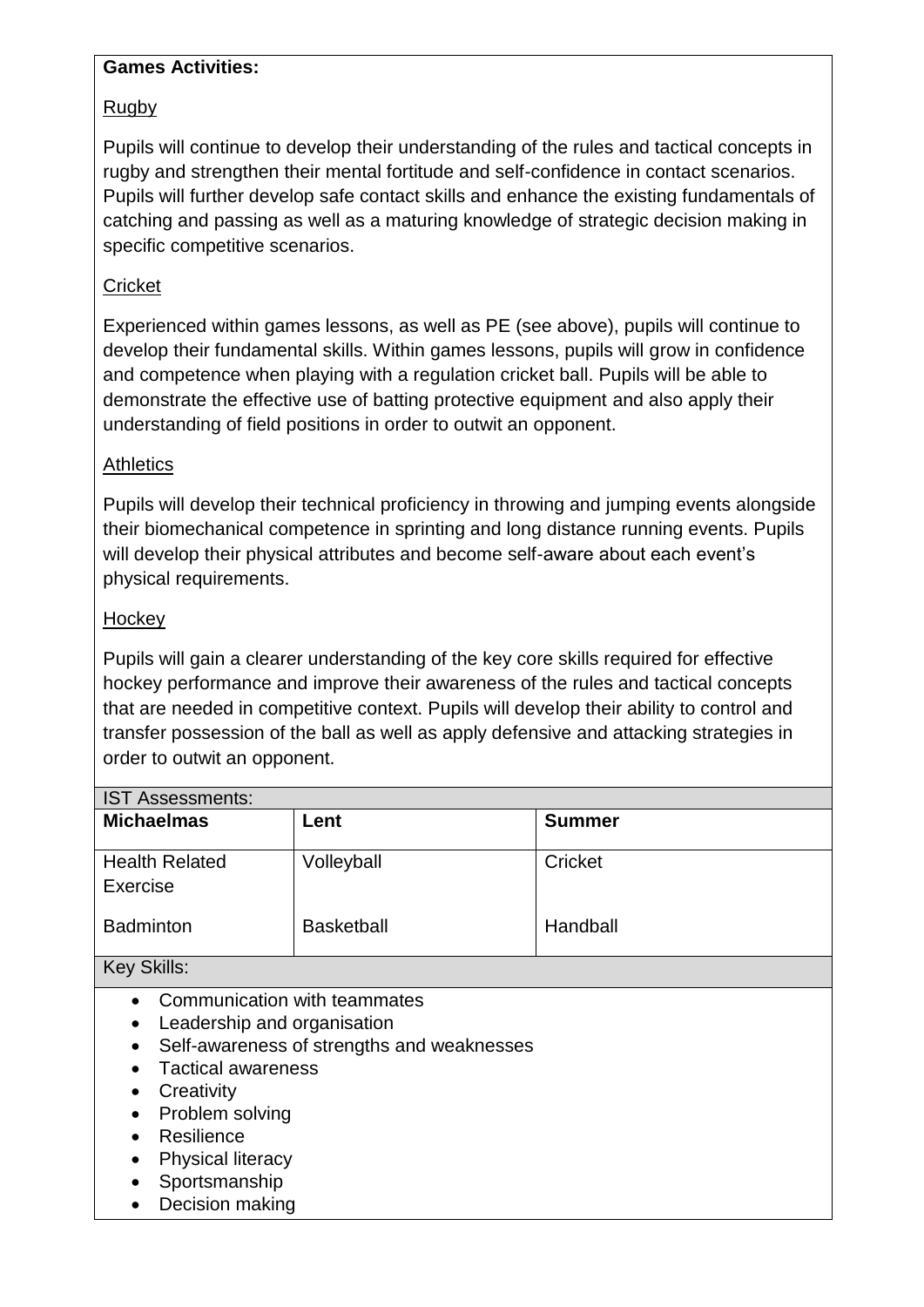**Games Activities:**

Rugby

Pupils will continue to develop their understanding of the rules and tactical concepts in rugby and strengthen their mental fortitude and self-confidence in contact scenarios. Pupils will further develop safe contact skills and enhance the existing fundamentals of catching and passing as well as a maturing knowledge of strategic decision making in specific competitive scenarios.

Cricket

Experienced within games lessons, as well as PE (see above), pupils will continue to develop their fundamental skills. Within games lessons, pupils will grow in confidence and competence when playing with a regulation cricket ball. Pupils will be able to demonstrate the effective use of batting protective equipment and also apply their understanding of field positions in order to outwit an opponent.

Athletics

Pupils will develop their technical proficiency in throwing and jumping events alongside their biomechanical competence in sprinting and long distance running events. Pupils will develop their physical attributes and become self-aware about each event's physical requirements.

Hockey

Pupils will gain a clearer understanding of the key core skills required for effective hockey performance and improve their awareness of the rules and tactical concepts that are needed in competitive context. Pupils will develop their ability to control and transfer possession of the ball as well as apply defensive and attacking strategies in order to outwit an opponent.

IST Assessments:

| **Michaelmas** | **Lent** | **Summer** |
|---|---|---|
| Health Related Exercise | Volleyball | Cricket |
| Badminton | Basketball | Handball |

Key Skills:

- Communication with teammates
- Leadership and organisation
- Self-awareness of strengths and weaknesses
- Tactical awareness
- Creativity
- Problem solving
- Resilience
- Physical literacy
- Sportsmanship
- Decision making